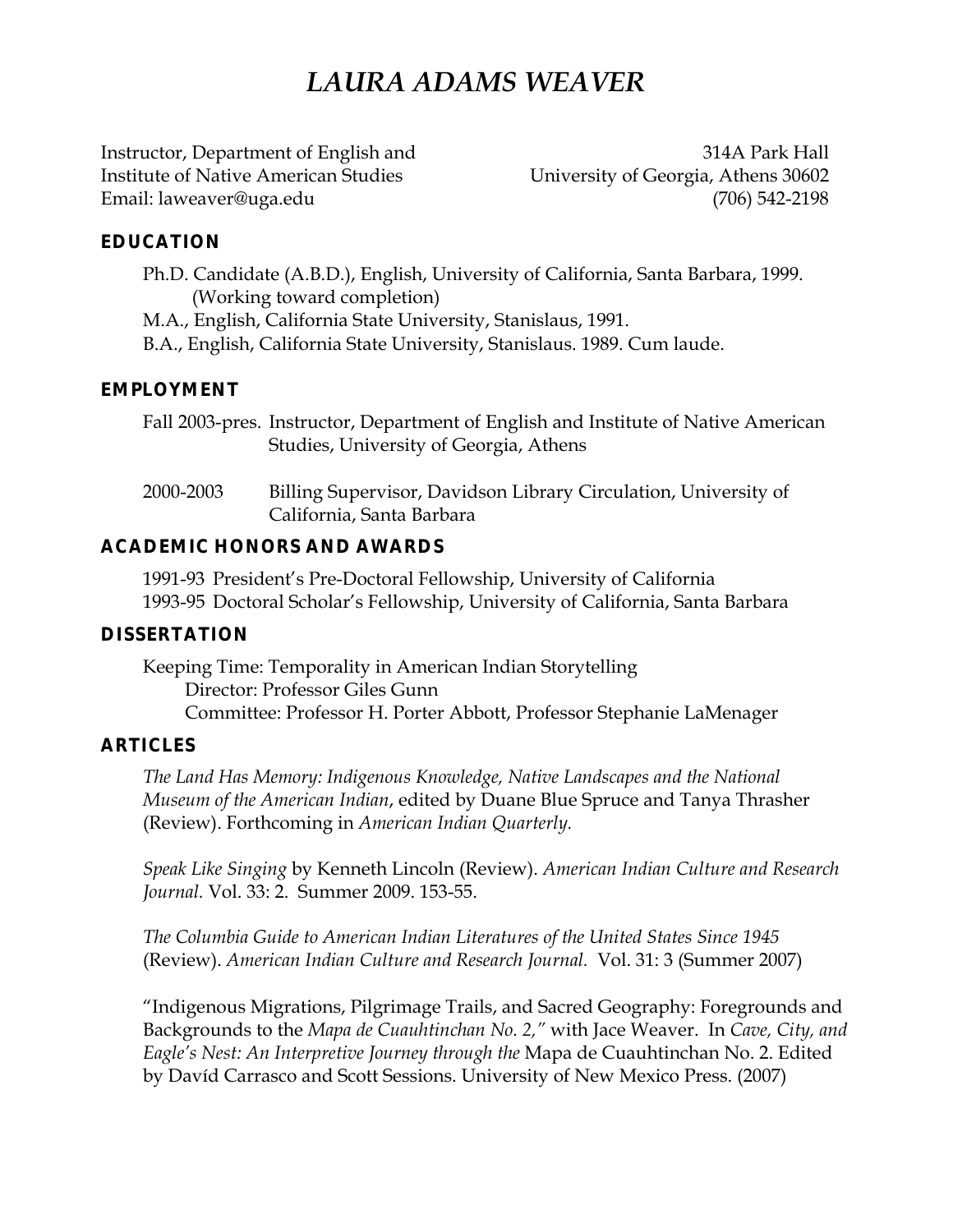# LAURA ADAMS WEAVER

Instructor, Department of English and
Institute of Native American Studies
Email: laweaver@uga.edu

314A Park Hall
University of Georgia, Athens 30602
(706) 542-2198

## EDUCATION

Ph.D. Candidate (A.B.D.), English, University of California, Santa Barbara, 1999.
(Working toward completion)
M.A., English, California State University, Stanislaus, 1991.
B.A., English, California State University, Stanislaus. 1989. Cum laude.

## EMPLOYMENT

Fall 2003-pres. Instructor, Department of English and Institute of Native American Studies, University of Georgia, Athens

2000-2003 Billing Supervisor, Davidson Library Circulation, University of California, Santa Barbara

## ACADEMIC HONORS AND AWARDS

1991-93 President's Pre-Doctoral Fellowship, University of California
1993-95 Doctoral Scholar's Fellowship, University of California, Santa Barbara

## DISSERTATION

Keeping Time: Temporality in American Indian Storytelling
Director: Professor Giles Gunn
Committee: Professor H. Porter Abbott, Professor Stephanie LaMenager

## ARTICLES

*The Land Has Memory: Indigenous Knowledge, Native Landscapes and the National Museum of the American Indian*, edited by Duane Blue Spruce and Tanya Thrasher (Review). Forthcoming in *American Indian Quarterly.*

*Speak Like Singing* by Kenneth Lincoln (Review). *American Indian Culture and Research Journal.* Vol. 33: 2. Summer 2009. 153-55.

*The Columbia Guide to American Indian Literatures of the United States Since 1945* (Review). *American Indian Culture and Research Journal.* Vol. 31: 3 (Summer 2007)

"Indigenous Migrations, Pilgrimage Trails, and Sacred Geography: Foregrounds and Backgrounds to the *Mapa de Cuauhtinchan No. 2,"* with Jace Weaver. In *Cave, City, and Eagle's Nest: An Interpretive Journey through the* Mapa de Cuauhtinchan No. 2. Edited by Davíd Carrasco and Scott Sessions. University of New Mexico Press. (2007)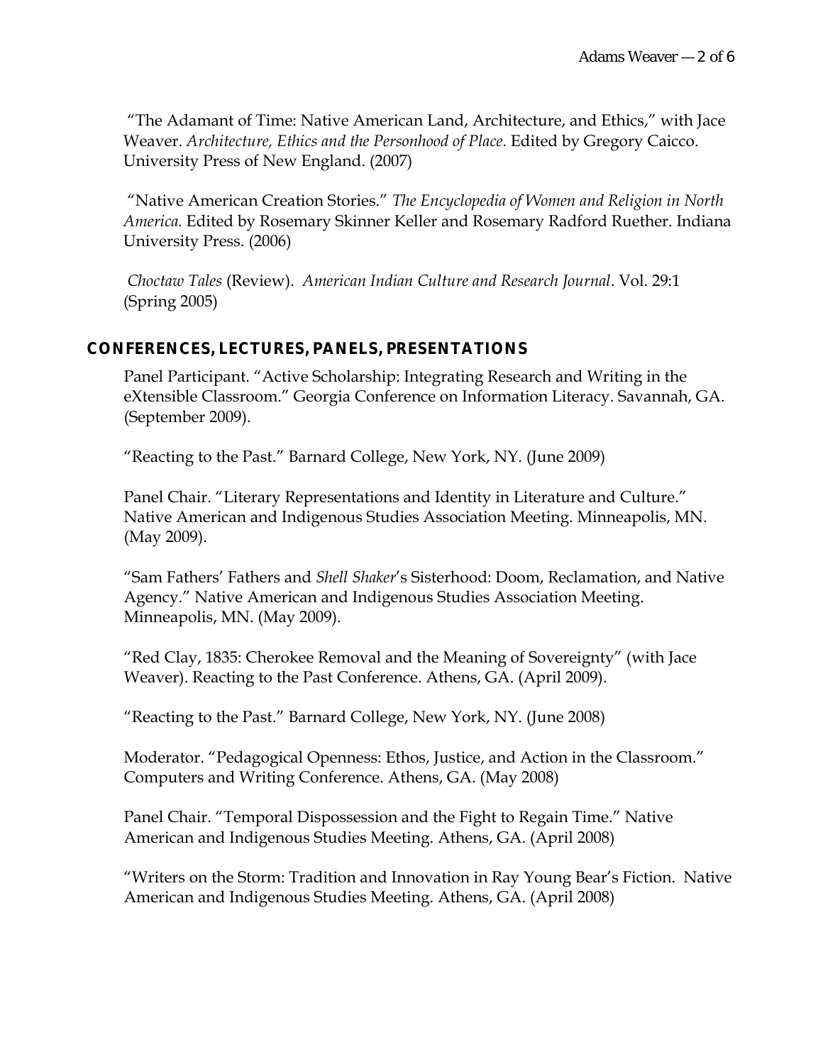"The Adamant of Time: Native American Land, Architecture, and Ethics," with Jace Weaver. *Architecture, Ethics and the Personhood of Place.* Edited by Gregory Caicco. University Press of New England. (2007)

"Native American Creation Stories." *The Encyclopedia of Women and Religion in North America.* Edited by Rosemary Skinner Keller and Rosemary Radford Ruether. Indiana University Press. (2006)

*Choctaw Tales* (Review). *American Indian Culture and Research Journal*. Vol. 29:1 (Spring 2005)

## CONFERENCES, LECTURES, PANELS, PRESENTATIONS

Panel Participant. "Active Scholarship: Integrating Research and Writing in the eXtensible Classroom." Georgia Conference on Information Literacy. Savannah, GA. (September 2009).

"Reacting to the Past." Barnard College, New York, NY. (June 2009)

Panel Chair. "Literary Representations and Identity in Literature and Culture." Native American and Indigenous Studies Association Meeting. Minneapolis, MN. (May 2009).

"Sam Fathers' Fathers and *Shell Shaker*'s Sisterhood: Doom, Reclamation, and Native Agency." Native American and Indigenous Studies Association Meeting. Minneapolis, MN. (May 2009).

"Red Clay, 1835: Cherokee Removal and the Meaning of Sovereignty" (with Jace Weaver). Reacting to the Past Conference. Athens, GA. (April 2009).

"Reacting to the Past." Barnard College, New York, NY. (June 2008)

Moderator. "Pedagogical Openness: Ethos, Justice, and Action in the Classroom." Computers and Writing Conference. Athens, GA. (May 2008)

Panel Chair. "Temporal Dispossession and the Fight to Regain Time." Native American and Indigenous Studies Meeting. Athens, GA. (April 2008)

"Writers on the Storm: Tradition and Innovation in Ray Young Bear's Fiction. Native American and Indigenous Studies Meeting. Athens, GA. (April 2008)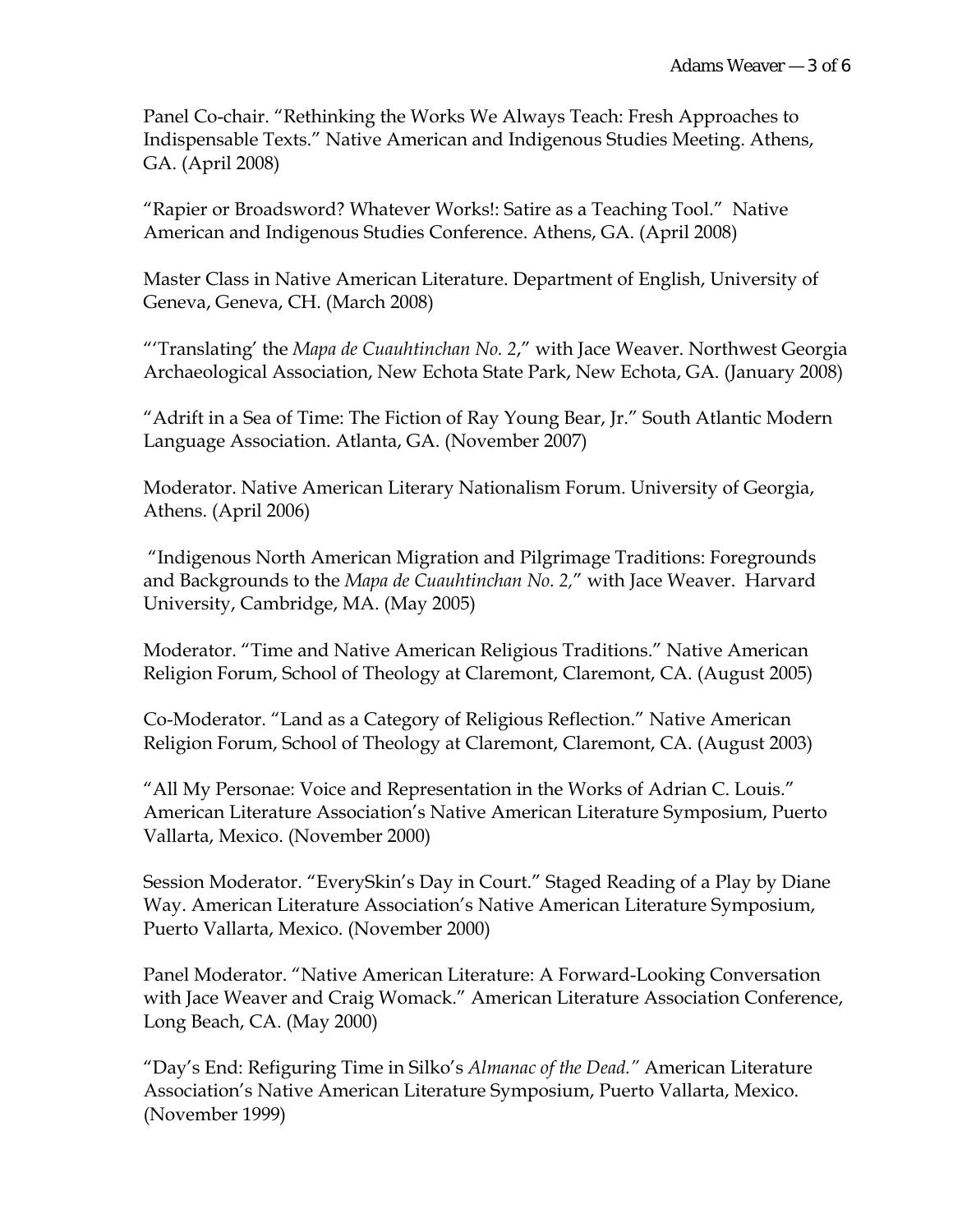Panel Co-chair. "Rethinking the Works We Always Teach: Fresh Approaches to Indispensable Texts." Native American and Indigenous Studies Meeting. Athens, GA. (April 2008)

"Rapier or Broadsword? Whatever Works!: Satire as a Teaching Tool." Native American and Indigenous Studies Conference. Athens, GA. (April 2008)

Master Class in Native American Literature. Department of English, University of Geneva, Geneva, CH. (March 2008)

"'Translating' the *Mapa de Cuauhtinchan No. 2*," with Jace Weaver. Northwest Georgia Archaeological Association, New Echota State Park, New Echota, GA. (January 2008)

"Adrift in a Sea of Time: The Fiction of Ray Young Bear, Jr." South Atlantic Modern Language Association. Atlanta, GA. (November 2007)

Moderator. Native American Literary Nationalism Forum. University of Georgia, Athens. (April 2006)

"Indigenous North American Migration and Pilgrimage Traditions: Foregrounds and Backgrounds to the *Mapa de Cuauhtinchan No. 2,*" with Jace Weaver. Harvard University, Cambridge, MA. (May 2005)

Moderator. "Time and Native American Religious Traditions." Native American Religion Forum, School of Theology at Claremont, Claremont, CA. (August 2005)

Co-Moderator. "Land as a Category of Religious Reflection." Native American Religion Forum, School of Theology at Claremont, Claremont, CA. (August 2003)

"All My Personae: Voice and Representation in the Works of Adrian C. Louis." American Literature Association's Native American Literature Symposium, Puerto Vallarta, Mexico. (November 2000)

Session Moderator. "EverySkin's Day in Court." Staged Reading of a Play by Diane Way. American Literature Association's Native American Literature Symposium, Puerto Vallarta, Mexico. (November 2000)

Panel Moderator. "Native American Literature: A Forward-Looking Conversation with Jace Weaver and Craig Womack." American Literature Association Conference, Long Beach, CA. (May 2000)

"Day's End: Refiguring Time in Silko's *Almanac of the Dead."* American Literature Association's Native American Literature Symposium, Puerto Vallarta, Mexico. (November 1999)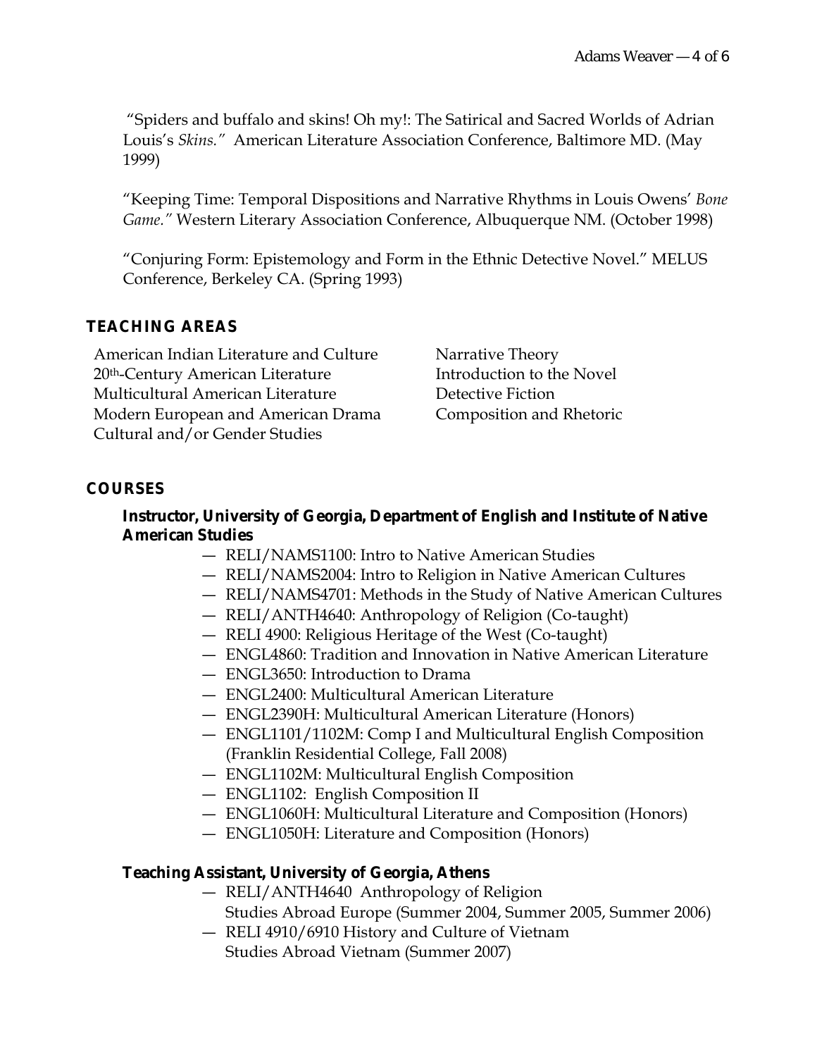"Spiders and buffalo and skins! Oh my!: The Satirical and Sacred Worlds of Adrian Louis's *Skins."* American Literature Association Conference, Baltimore MD. (May 1999)

"Keeping Time: Temporal Dispositions and Narrative Rhythms in Louis Owens' *Bone Game."* Western Literary Association Conference, Albuquerque NM. (October 1998)

"Conjuring Form: Epistemology and Form in the Ethnic Detective Novel." MELUS Conference, Berkeley CA. (Spring 1993)

## TEACHING AREAS

American Indian Literature and Culture
20th-Century American Literature
Multicultural American Literature
Modern European and American Drama
Cultural and/or Gender Studies
Narrative Theory
Introduction to the Novel
Detective Fiction
Composition and Rhetoric

## COURSES

### Instructor, University of Georgia, Department of English and Institute of Native American Studies

- RELI/NAMS1100: Intro to Native American Studies
- RELI/NAMS2004: Intro to Religion in Native American Cultures
- RELI/NAMS4701: Methods in the Study of Native American Cultures
- RELI/ANTH4640: Anthropology of Religion (Co-taught)
- RELI 4900: Religious Heritage of the West (Co-taught)
- ENGL4860: Tradition and Innovation in Native American Literature
- ENGL3650: Introduction to Drama
- ENGL2400: Multicultural American Literature
- ENGL2390H: Multicultural American Literature (Honors)
- ENGL1101/1102M: Comp I and Multicultural English Composition (Franklin Residential College, Fall 2008)
- ENGL1102M: Multicultural English Composition
- ENGL1102: English Composition II
- ENGL1060H: Multicultural Literature and Composition (Honors)
- ENGL1050H: Literature and Composition (Honors)

### Teaching Assistant, University of Georgia, Athens

- RELI/ANTH4640 Anthropology of Religion
  Studies Abroad Europe (Summer 2004, Summer 2005, Summer 2006)
- RELI 4910/6910 History and Culture of Vietnam
  Studies Abroad Vietnam (Summer 2007)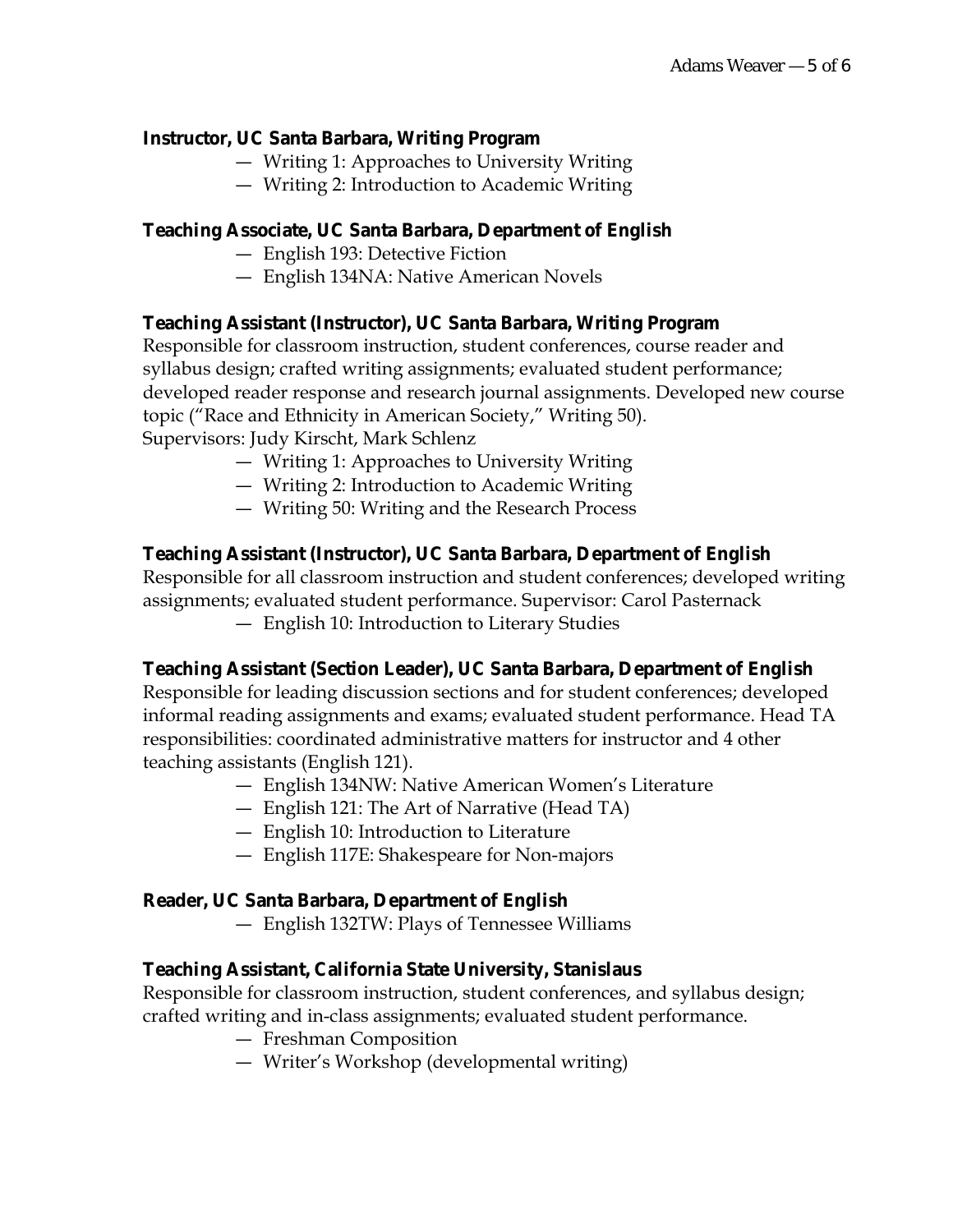**Instructor, UC Santa Barbara, Writing Program**

- Writing 1: Approaches to University Writing
- Writing 2: Introduction to Academic Writing

**Teaching Associate, UC Santa Barbara, Department of English**

- English 193: Detective Fiction
- English 134NA: Native American Novels

**Teaching Assistant (Instructor), UC Santa Barbara, Writing Program**

Responsible for classroom instruction, student conferences, course reader and syllabus design; crafted writing assignments; evaluated student performance; developed reader response and research journal assignments. Developed new course topic ("Race and Ethnicity in American Society," Writing 50).
Supervisors: Judy Kirscht, Mark Schlenz

- Writing 1: Approaches to University Writing
- Writing 2: Introduction to Academic Writing
- Writing 50: Writing and the Research Process

**Teaching Assistant (Instructor), UC Santa Barbara, Department of English**

Responsible for all classroom instruction and student conferences; developed writing assignments; evaluated student performance. Supervisor: Carol Pasternack

- English 10: Introduction to Literary Studies

**Teaching Assistant (Section Leader), UC Santa Barbara, Department of English**

Responsible for leading discussion sections and for student conferences; developed informal reading assignments and exams; evaluated student performance. Head TA responsibilities: coordinated administrative matters for instructor and 4 other teaching assistants (English 121).

- English 134NW: Native American Women's Literature
- English 121: The Art of Narrative (Head TA)
- English 10: Introduction to Literature
- English 117E: Shakespeare for Non-majors

**Reader, UC Santa Barbara, Department of English**

- English 132TW: Plays of Tennessee Williams

**Teaching Assistant, California State University, Stanislaus**

Responsible for classroom instruction, student conferences, and syllabus design; crafted writing and in-class assignments; evaluated student performance.

- Freshman Composition
- Writer's Workshop (developmental writing)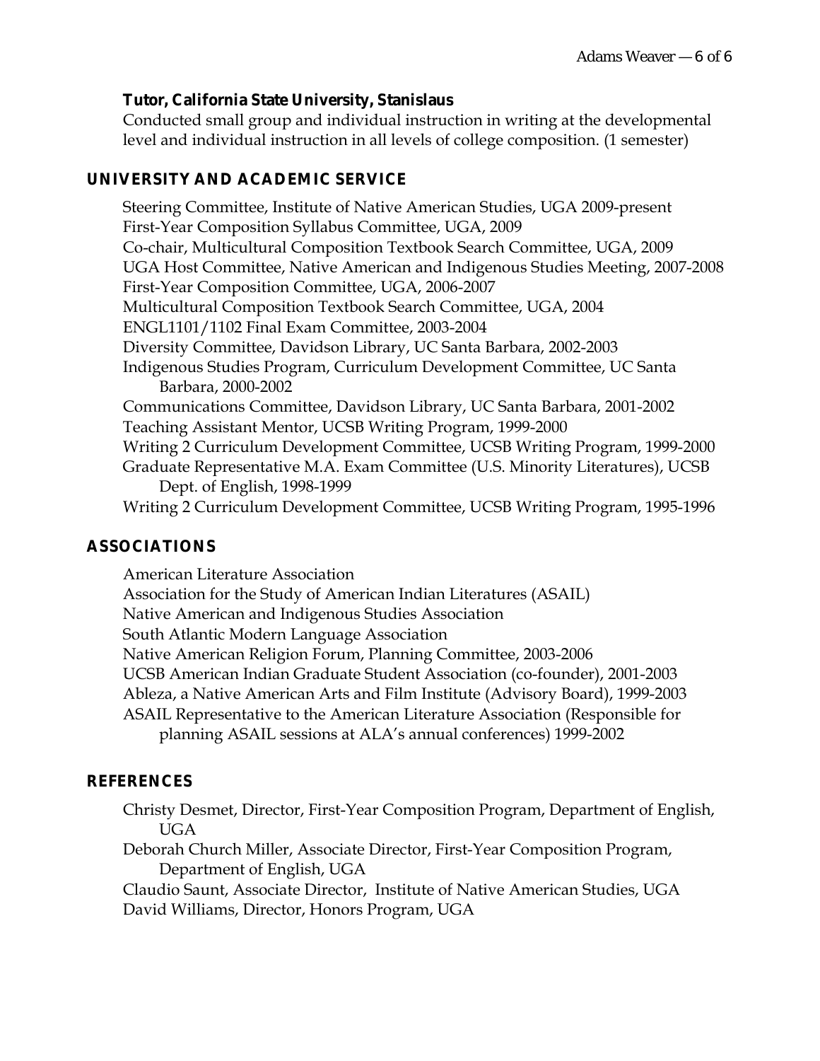**Tutor, California State University, Stanislaus**

Conducted small group and individual instruction in writing at the developmental level and individual instruction in all levels of college composition. (1 semester)

## UNIVERSITY AND ACADEMIC SERVICE

Steering Committee, Institute of Native American Studies, UGA 2009-present
First-Year Composition Syllabus Committee, UGA, 2009
Co-chair, Multicultural Composition Textbook Search Committee, UGA, 2009
UGA Host Committee, Native American and Indigenous Studies Meeting, 2007-2008
First-Year Composition Committee, UGA, 2006-2007
Multicultural Composition Textbook Search Committee, UGA, 2004
ENGL1101/1102 Final Exam Committee, 2003-2004
Diversity Committee, Davidson Library, UC Santa Barbara, 2002-2003
Indigenous Studies Program, Curriculum Development Committee, UC Santa Barbara, 2000-2002
Communications Committee, Davidson Library, UC Santa Barbara, 2001-2002
Teaching Assistant Mentor, UCSB Writing Program, 1999-2000
Writing 2 Curriculum Development Committee, UCSB Writing Program, 1999-2000
Graduate Representative M.A. Exam Committee (U.S. Minority Literatures), UCSB Dept. of English, 1998-1999
Writing 2 Curriculum Development Committee, UCSB Writing Program, 1995-1996

## ASSOCIATIONS

American Literature Association
Association for the Study of American Indian Literatures (ASAIL)
Native American and Indigenous Studies Association
South Atlantic Modern Language Association
Native American Religion Forum, Planning Committee, 2003-2006
UCSB American Indian Graduate Student Association (co-founder), 2001-2003
Ableza, a Native American Arts and Film Institute (Advisory Board), 1999-2003
ASAIL Representative to the American Literature Association (Responsible for planning ASAIL sessions at ALA's annual conferences) 1999-2002

## REFERENCES

Christy Desmet, Director, First-Year Composition Program, Department of English, UGA
Deborah Church Miller, Associate Director, First-Year Composition Program, Department of English, UGA
Claudio Saunt, Associate Director, Institute of Native American Studies, UGA
David Williams, Director, Honors Program, UGA